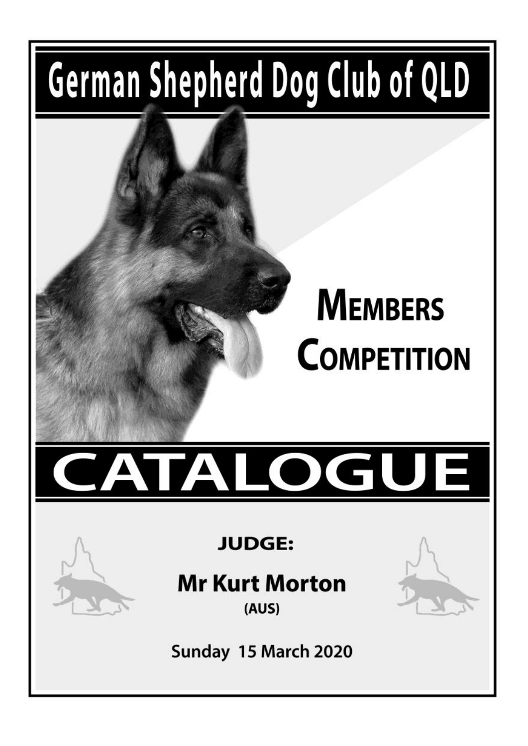# German Shepherd Dog Club of QLD

## Members Competition

# CATALOGUE

**JUDGE:**

**Mr Kurt Morton**

(AUS)

Sunday 15 March 2020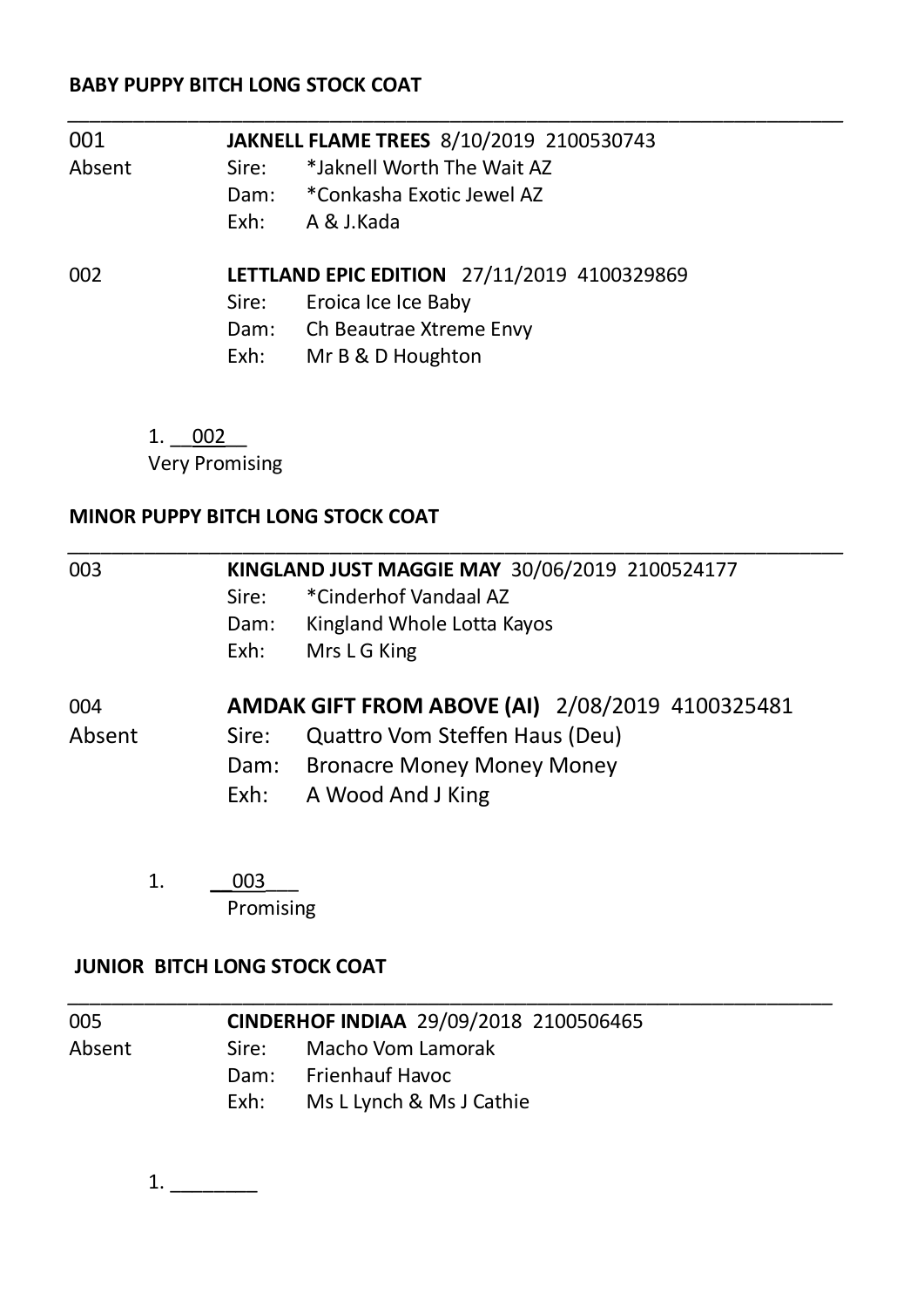**BABY PUPPY BITCH LONG STOCK COAT**

---

001 — Absent
**JAKNELL FLAME TREES** 8/10/2019 2100530743
Sire: *Jaknell Worth The Wait AZ
Dam: *Conkasha Exotic Jewel AZ
Exh: A & J.Kada

002
**LETTLAND EPIC EDITION** 27/11/2019 4100329869
Sire: Eroica Ice Ice Baby
Dam: Ch Beautrae Xtreme Envy
Exh: Mr B & D Houghton

1. __002__
Very Promising

**MINOR PUPPY BITCH LONG STOCK COAT**

---

003
**KINGLAND JUST MAGGIE MAY** 30/06/2019 2100524177
Sire: *Cinderhof Vandaal AZ
Dam: Kingland Whole Lotta Kayos
Exh: Mrs L G King

004 — Absent
**AMDAK GIFT FROM ABOVE (AI)** 2/08/2019 4100325481
Sire: Quattro Vom Steffen Haus (Deu)
Dam: Bronacre Money Money Money
Exh: A Wood And J King

1. __003___
Promising

**JUNIOR BITCH LONG STOCK COAT**

---

005 — Absent
**CINDERHOF INDIAA** 29/09/2018 2100506465
Sire: Macho Vom Lamorak
Dam: Frienhauf Havoc
Exh: Ms L Lynch & Ms J Cathie

1. ________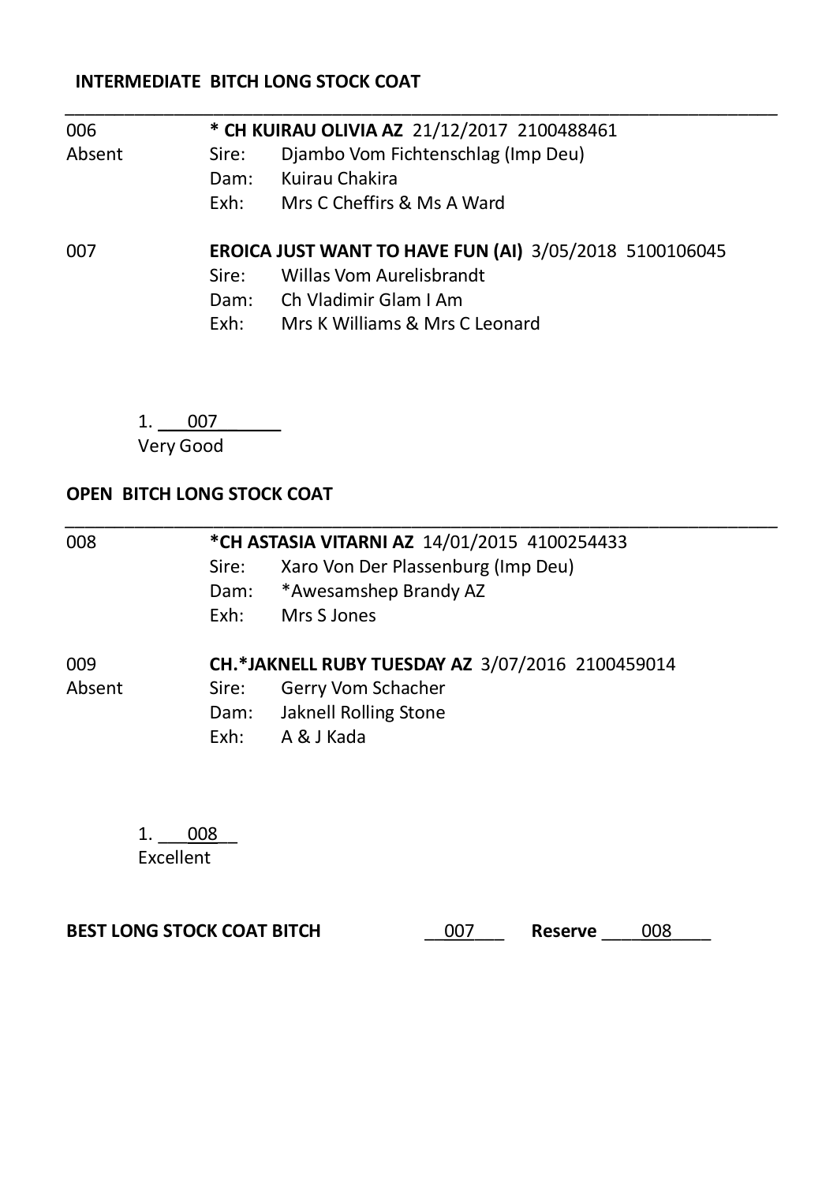**INTERMEDIATE BITCH LONG STOCK COAT**

---

006 
Absent

**\* CH KUIRAU OLIVIA AZ** 21/12/2017 2100488461
Sire: Djambo Vom Fichtenschlag (Imp Deu)
Dam: Kuirau Chakira
Exh: Mrs C Cheffirs & Ms A Ward

007

**EROICA JUST WANT TO HAVE FUN (AI)** 3/05/2018 5100106045
Sire: Willas Vom Aurelisbrandt
Dam: Ch Vladimir Glam I Am
Exh: Mrs K Williams & Mrs C Leonard

1. 007
Very Good

**OPEN BITCH LONG STOCK COAT**

---

008

**\*CH ASTASIA VITARNI AZ** 14/01/2015 4100254433
Sire: Xaro Von Der Plassenburg (Imp Deu)
Dam: \*Awesamshep Brandy AZ
Exh: Mrs S Jones

009 
Absent

**CH.\*JAKNELL RUBY TUESDAY AZ** 3/07/2016 2100459014
Sire: Gerry Vom Schacher
Dam: Jaknell Rolling Stone
Exh: A & J Kada

1. 008
Excellent

**BEST LONG STOCK COAT BITCH** 007 **Reserve** 008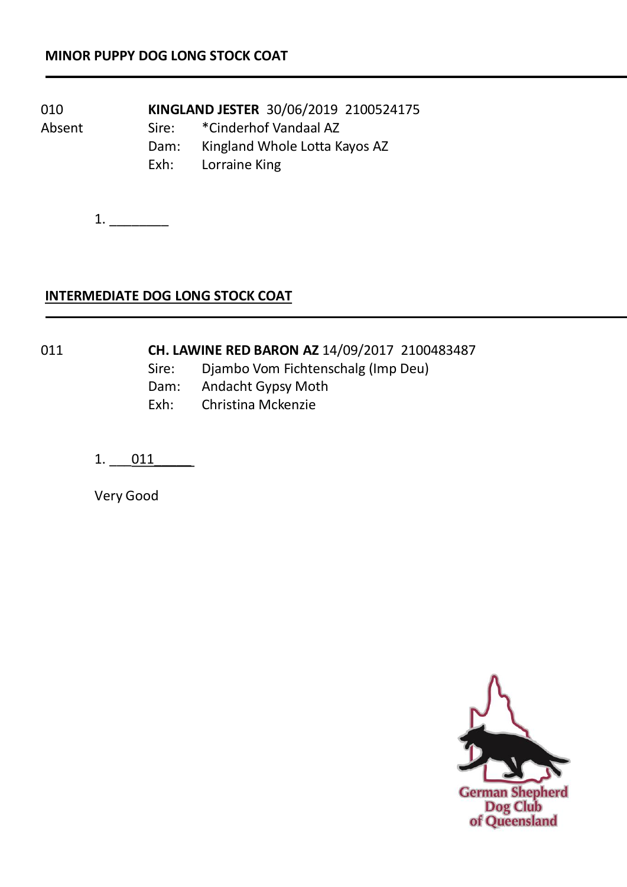## MINOR PUPPY DOG LONG STOCK COAT

010
Absent

**KINGLAND JESTER** 30/06/2019 2100524175
Sire: *Cinderhof Vandaal AZ
Dam: Kingland Whole Lotta Kayos AZ
Exh: Lorraine King

1. ________

## INTERMEDIATE DOG LONG STOCK COAT

011

**CH. LAWINE RED BARON AZ** 14/09/2017 2100483487
Sire: Djambo Vom Fichtenschalg (Imp Deu)
Dam: Andacht Gypsy Moth
Exh: Christina Mckenzie

1. ___011______

Very Good

German Shepherd Dog Club of Queensland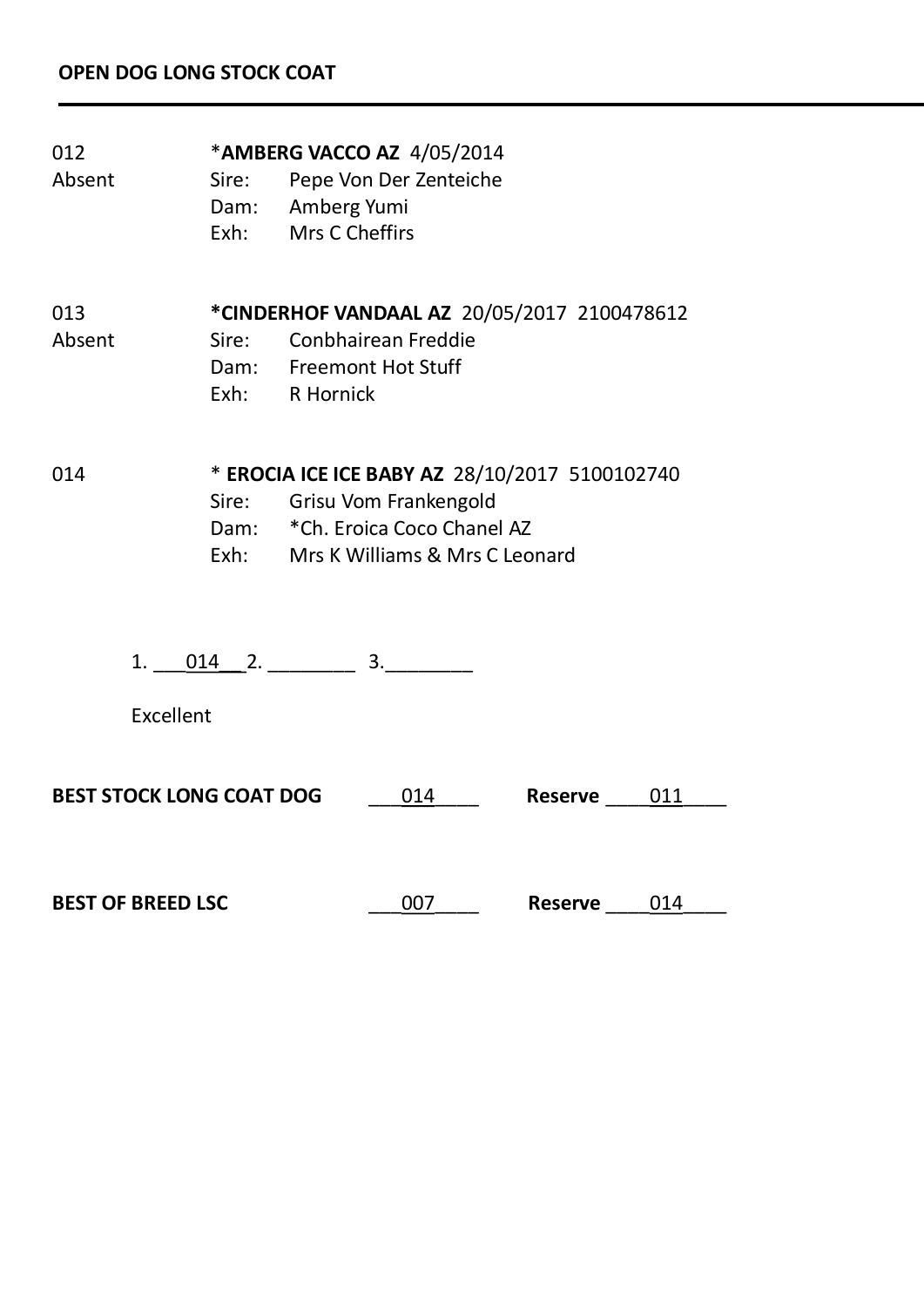**OPEN DOG LONG STOCK COAT**

---

012 *AMBERG VACCO AZ* 4/05/2014
Absent
Sire: Pepe Von Der Zenteiche
Dam: Amberg Yumi
Exh: Mrs C Cheffirs

013 ***CINDERHOF VANDAAL AZ** 20/05/2017 2100478612
Absent
Sire: Conbhairean Freddie
Dam: Freemont Hot Stuff
Exh: R Hornick

014 * **EROCIA ICE ICE BABY AZ** 28/10/2017 5100102740
Sire: Grisu Vom Frankengold
Dam: *Ch. Eroica Coco Chanel AZ
Exh: Mrs K Williams & Mrs C Leonard

1. ___014__ 2. ________ 3.________

Excellent

**BEST STOCK LONG COAT DOG** ___014____ **Reserve** ____011____

**BEST OF BREED LSC** ___007____ **Reserve** ____014____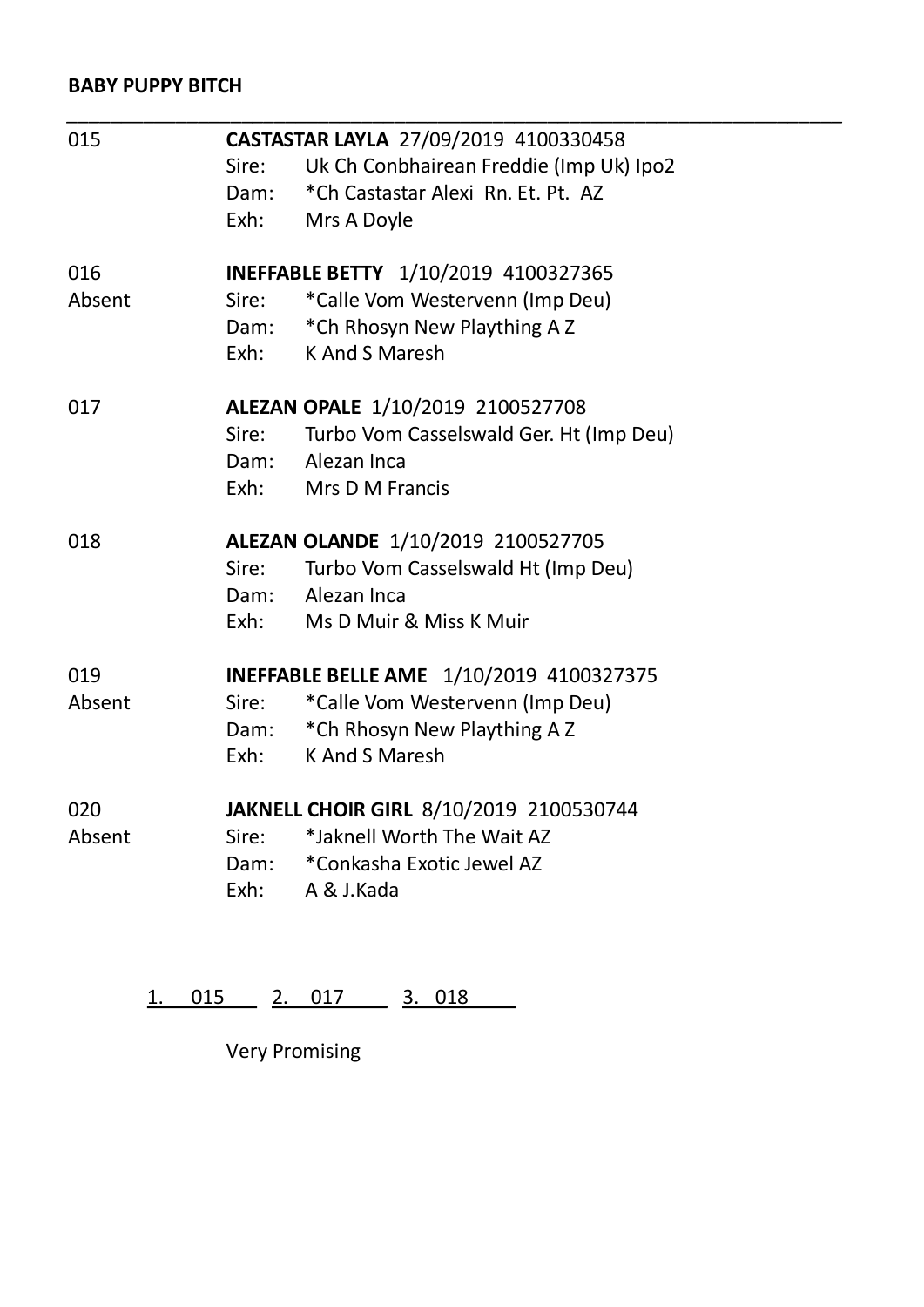**BABY PUPPY BITCH**

---

015 **CASTASTAR LAYLA** 27/09/2019 4100330458
Sire: Uk Ch Conbhairean Freddie (Imp Uk) Ipo2
Dam: *Ch Castastar Alexi Rn. Et. Pt. AZ
Exh: Mrs A Doyle

016 **INEFFABLE BETTY** 1/10/2019 4100327365
Absent
Sire: *Calle Vom Westervenn (Imp Deu)
Dam: *Ch Rhosyn New Plaything A Z
Exh: K And S Maresh

017 **ALEZAN OPALE** 1/10/2019 2100527708
Sire: Turbo Vom Casselswald Ger. Ht (Imp Deu)
Dam: Alezan Inca
Exh: Mrs D M Francis

018 **ALEZAN OLANDE** 1/10/2019 2100527705
Sire: Turbo Vom Casselswald Ht (Imp Deu)
Dam: Alezan Inca
Exh: Ms D Muir & Miss K Muir

019 **INEFFABLE BELLE AME** 1/10/2019 4100327375
Absent
Sire: *Calle Vom Westervenn (Imp Deu)
Dam: *Ch Rhosyn New Plaything A Z
Exh: K And S Maresh

020 **JAKNELL CHOIR GIRL** 8/10/2019 2100530744
Absent
Sire: *Jaknell Worth The Wait AZ
Dam: *Conkasha Exotic Jewel AZ
Exh: A & J.Kada

1. 015 2. 017 3. 018

Very Promising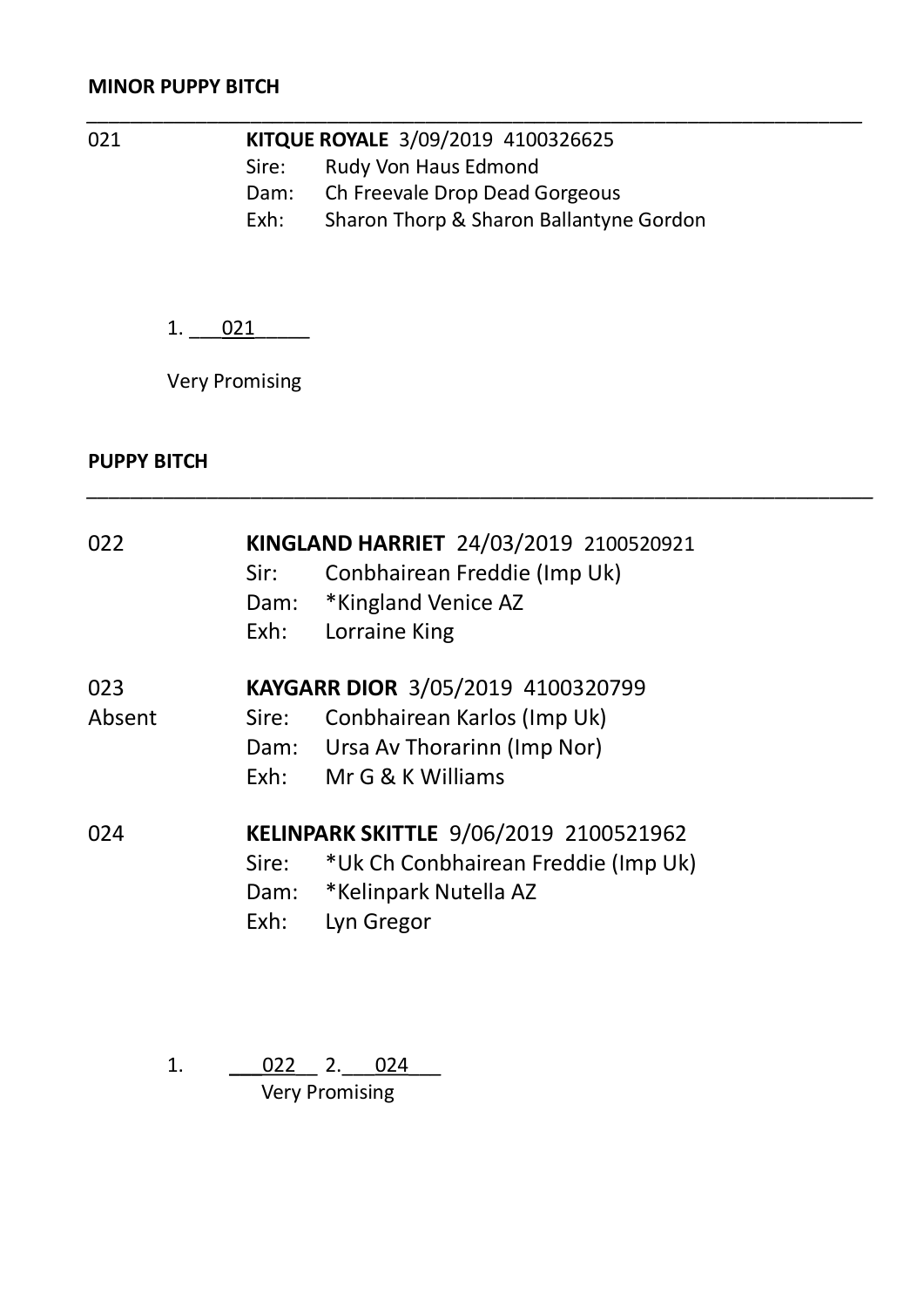**MINOR PUPPY BITCH**

---

021 **KITQUE ROYALE** 3/09/2019 4100326625
Sire: Rudy Von Haus Edmond
Dam: Ch Freevale Drop Dead Gorgeous
Exh: Sharon Thorp & Sharon Ballantyne Gordon

1. 021

Very Promising

**PUPPY BITCH**

---

022 **KINGLAND HARRIET** 24/03/2019 2100520921
Sir: Conbhairean Freddie (Imp Uk)
Dam: *Kingland Venice AZ
Exh: Lorraine King

023 Absent **KAYGARR DIOR** 3/05/2019 4100320799
Sire: Conbhairean Karlos (Imp Uk)
Dam: Ursa Av Thorarinn (Imp Nor)
Exh: Mr G & K Williams

024 **KELINPARK SKITTLE** 9/06/2019 2100521962
Sire: *Uk Ch Conbhairean Freddie (Imp Uk)
Dam: *Kelinpark Nutella AZ
Exh: Lyn Gregor

1. 022 2. 024

Very Promising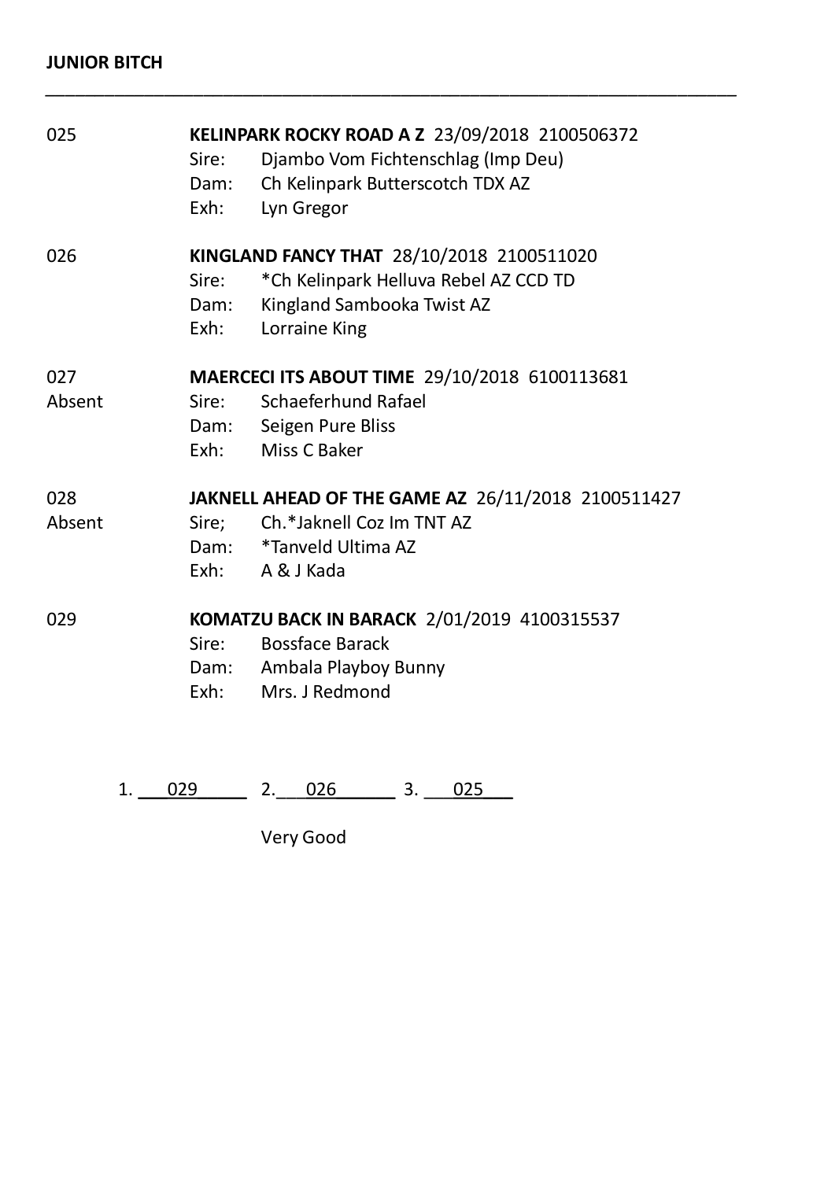**JUNIOR BITCH**

---

025 **KELINPARK ROCKY ROAD A Z** 23/09/2018 2100506372
Sire: Djambo Vom Fichtenschlag (Imp Deu)
Dam: Ch Kelinpark Butterscotch TDX AZ
Exh: Lyn Gregor

026 **KINGLAND FANCY THAT** 28/10/2018 2100511020
Sire: *Ch Kelinpark Helluva Rebel AZ CCD TD
Dam: Kingland Sambooka Twist AZ
Exh: Lorraine King

027 **MAERCECI ITS ABOUT TIME** 29/10/2018 6100113681
Absent
Sire: Schaeferhund Rafael
Dam: Seigen Pure Bliss
Exh: Miss C Baker

028 **JAKNELL AHEAD OF THE GAME AZ** 26/11/2018 2100511427
Absent
Sire; Ch.*Jaknell Coz Im TNT AZ
Dam: *Tanveld Ultima AZ
Exh: A & J Kada

029 **KOMATZU BACK IN BARACK** 2/01/2019 4100315537
Sire: Bossface Barack
Dam: Ambala Playboy Bunny
Exh: Mrs. J Redmond

1. 029 2. 026 3. 025

Very Good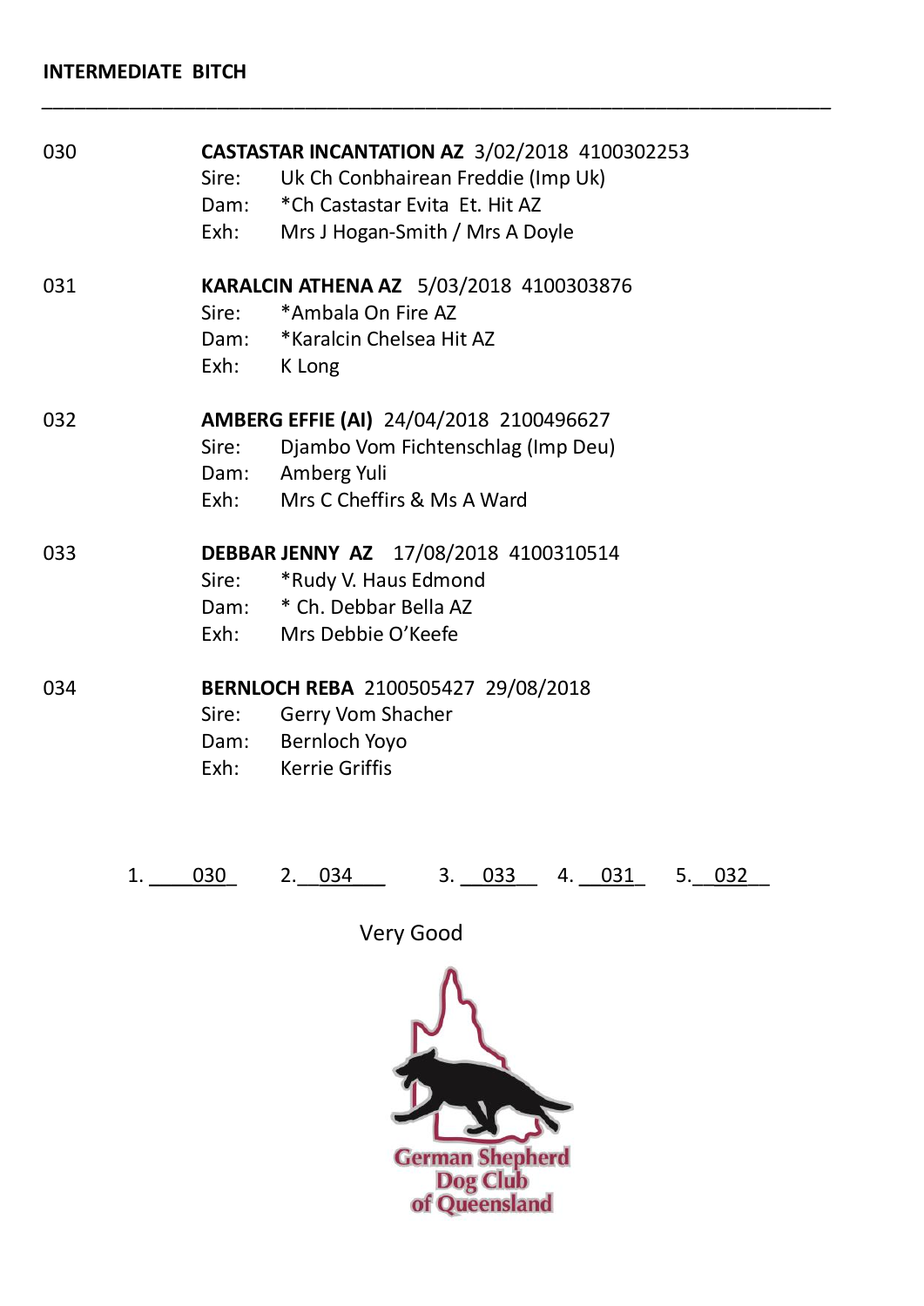**INTERMEDIATE BITCH**

---

030 **CASTASTAR INCANTATION AZ** 3/02/2018 4100302253
Sire: Uk Ch Conbhairean Freddie (Imp Uk)
Dam: *Ch Castastar Evita Et. Hit AZ
Exh: Mrs J Hogan-Smith / Mrs A Doyle

031 **KARALCIN ATHENA AZ** 5/03/2018 4100303876
Sire: *Ambala On Fire AZ
Dam: *Karalcin Chelsea Hit AZ
Exh: K Long

032 **AMBERG EFFIE (AI)** 24/04/2018 2100496627
Sire: Djambo Vom Fichtenschlag (Imp Deu)
Dam: Amberg Yuli
Exh: Mrs C Cheffirs & Ms A Ward

033 **DEBBAR JENNY AZ** 17/08/2018 4100310514
Sire: *Rudy V. Haus Edmond
Dam: * Ch. Debbar Bella AZ
Exh: Mrs Debbie O'Keefe

034 **BERNLOCH REBA** 2100505427 29/08/2018
Sire: Gerry Vom Shacher
Dam: Bernloch Yoyo
Exh: Kerrie Griffis

1. 030 2. 034 3. 033 4. 031 5. 032

Very Good

German Shepherd Dog Club of Queensland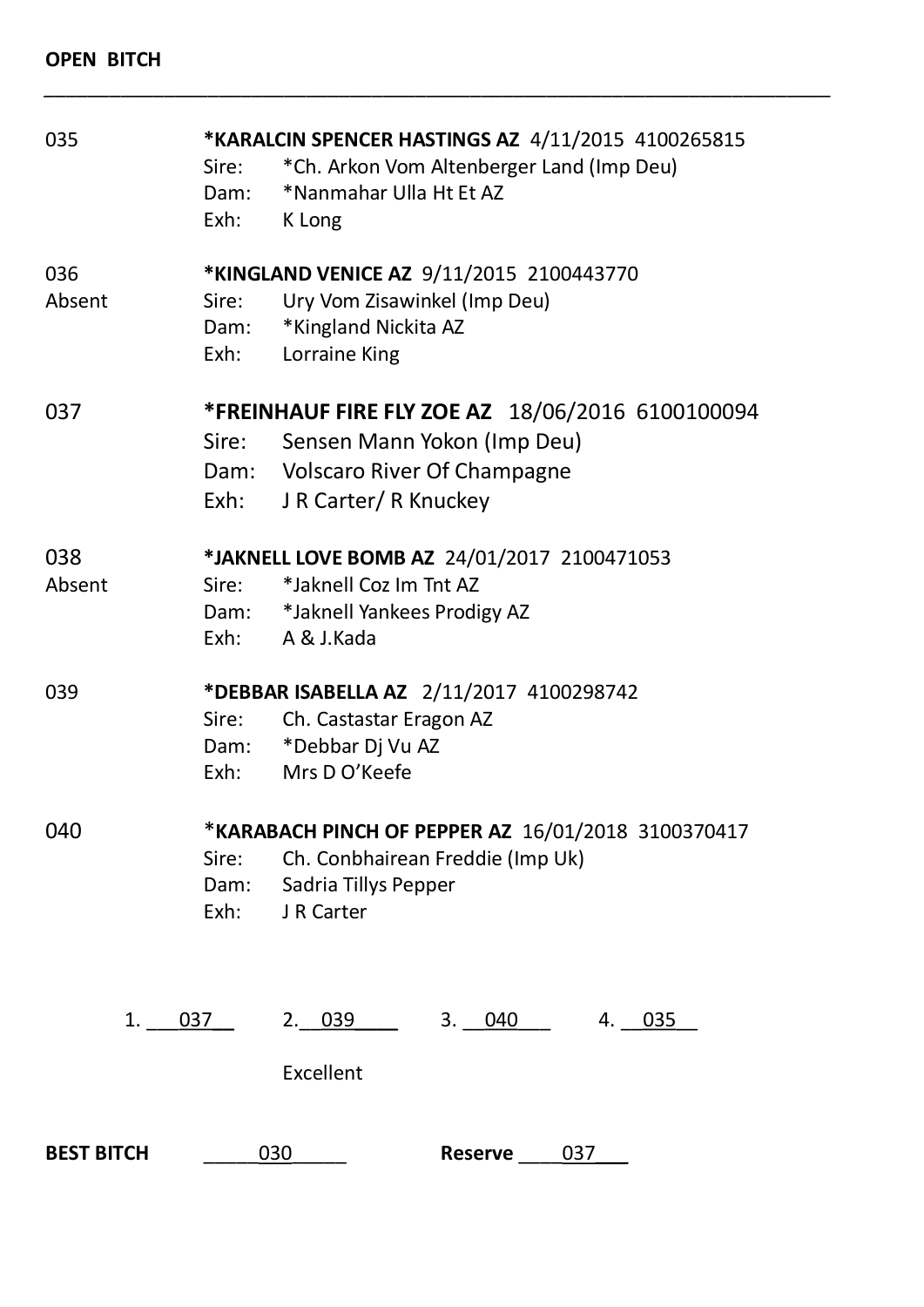**OPEN BITCH**

---

035 **\*KARALCIN SPENCER HASTINGS AZ** 4/11/2015 4100265815
Sire: \*Ch. Arkon Vom Altenberger Land (Imp Deu)
Dam: \*Nanmahar Ulla Ht Et AZ
Exh: K Long

036 **\*KINGLAND VENICE AZ** 9/11/2015 2100443770
Absent
Sire: Ury Vom Zisawinkel (Imp Deu)
Dam: \*Kingland Nickita AZ
Exh: Lorraine King

037 **\*FREINHAUF FIRE FLY ZOE AZ** 18/06/2016 6100100094
Sire: Sensen Mann Yokon (Imp Deu)
Dam: Volscaro River Of Champagne
Exh: J R Carter/ R Knuckey

038 **\*JAKNELL LOVE BOMB AZ** 24/01/2017 2100471053
Absent
Sire: \*Jaknell Coz Im Tnt AZ
Dam: \*Jaknell Yankees Prodigy AZ
Exh: A & J.Kada

039 **\*DEBBAR ISABELLA AZ** 2/11/2017 4100298742
Sire: Ch. Castastar Eragon AZ
Dam: \*Debbar Dj Vu AZ
Exh: Mrs D O'Keefe

040 \***KARABACH PINCH OF PEPPER AZ** 16/01/2018 3100370417
Sire: Ch. Conbhairean Freddie (Imp Uk)
Dam: Sadria Tillys Pepper
Exh: J R Carter

1. 037 2. 039 3. 040 4. 035

Excellent

**BEST BITCH** 030 **Reserve** 037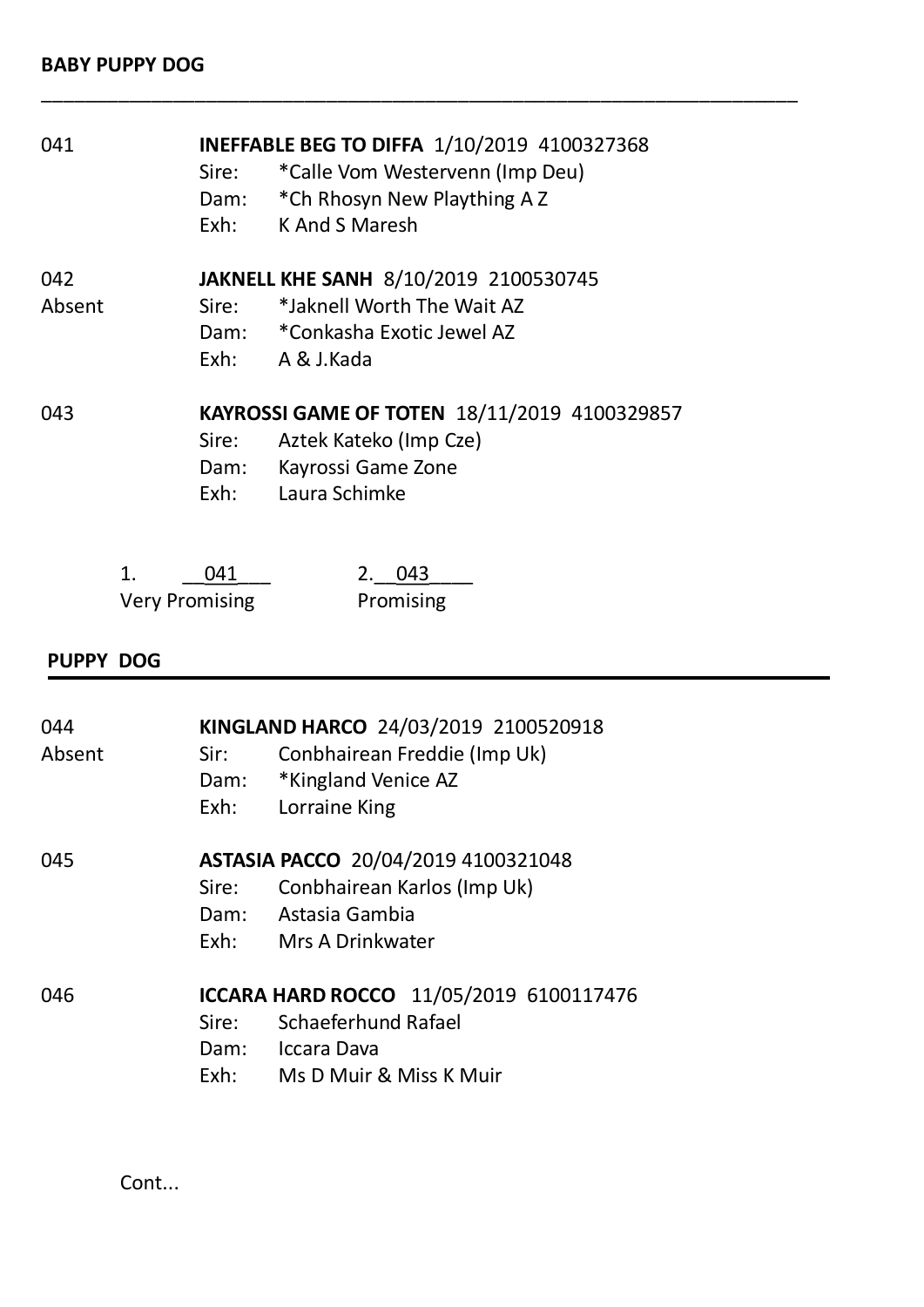**BABY PUPPY DOG**

---

041 **INEFFABLE BEG TO DIFFA** 1/10/2019 4100327368
Sire: *Calle Vom Westervenn (Imp Deu)
Dam: *Ch Rhosyn New Plaything A Z
Exh: K And S Maresh

042 **JAKNELL KHE SANH** 8/10/2019 2100530745
Absent
Sire: *Jaknell Worth The Wait AZ
Dam: *Conkasha Exotic Jewel AZ
Exh: A & J.Kada

043 **KAYROSSI GAME OF TOTEN** 18/11/2019 4100329857
Sire: Aztek Kateko (Imp Cze)
Dam: Kayrossi Game Zone
Exh: Laura Schimke

1. \_\_041\_\_\_ Very Promising
2. \_\_043\_\_\_\_ Promising

**PUPPY DOG**

---

044 **KINGLAND HARCO** 24/03/2019 2100520918
Absent
Sir: Conbhairean Freddie (Imp Uk)
Dam: *Kingland Venice AZ
Exh: Lorraine King

045 **ASTASIA PACCO** 20/04/2019 4100321048
Sire: Conbhairean Karlos (Imp Uk)
Dam: Astasia Gambia
Exh: Mrs A Drinkwater

046 **ICCARA HARD ROCCO** 11/05/2019 6100117476
Sire: Schaeferhund Rafael
Dam: Iccara Dava
Exh: Ms D Muir & Miss K Muir

Cont...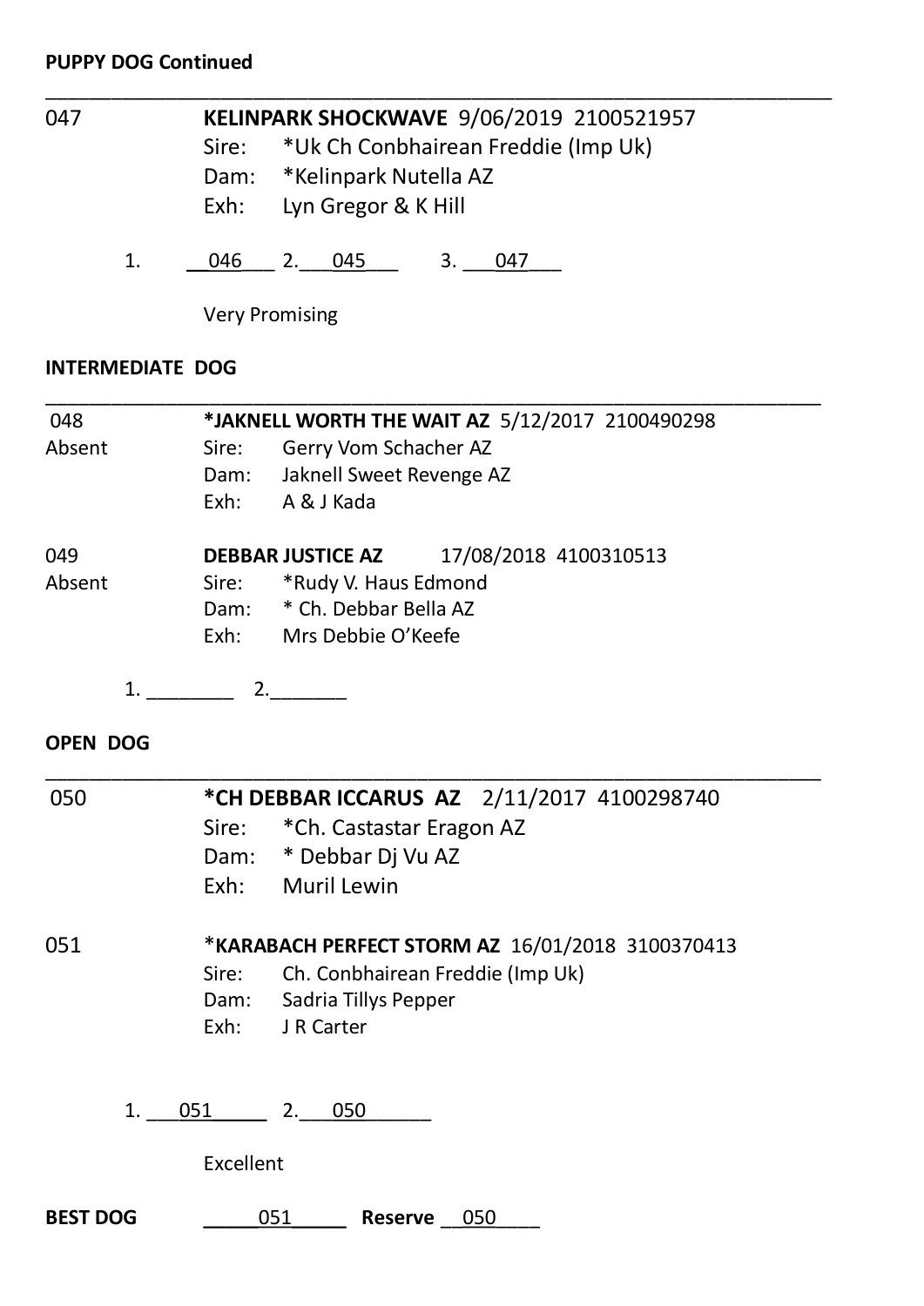**PUPPY DOG Continued**

---

047 **KELINPARK SHOCKWAVE** 9/06/2019 2100521957
Sire: *Uk Ch Conbhairean Freddie (Imp Uk)
Dam: *Kelinpark Nutella AZ
Exh: Lyn Gregor & K Hill

1. 046 2. 045 3. 047

Very Promising

**INTERMEDIATE DOG**

---

048 **\*JAKNELL WORTH THE WAIT AZ** 5/12/2017 2100490298
Absent
Sire: Gerry Vom Schacher AZ
Dam: Jaknell Sweet Revenge AZ
Exh: A & J Kada

049 **DEBBAR JUSTICE AZ** 17/08/2018 4100310513
Absent
Sire: *Rudy V. Haus Edmond
Dam: * Ch. Debbar Bella AZ
Exh: Mrs Debbie O'Keefe

1. ________ 2. _______

**OPEN DOG**

---

050 **\*CH DEBBAR ICCARUS AZ** 2/11/2017 4100298740
Sire: *Ch. Castastar Eragon AZ
Dam: * Debbar Dj Vu AZ
Exh: Muril Lewin

051 *__KARABACH PERFECT STORM AZ__ 16/01/2018 3100370413
Sire: Ch. Conbhairean Freddie (Imp Uk)
Dam: Sadria Tillys Pepper
Exh: J R Carter

1. 051 2. 050

Excellent

**BEST DOG** 051 **Reserve** 050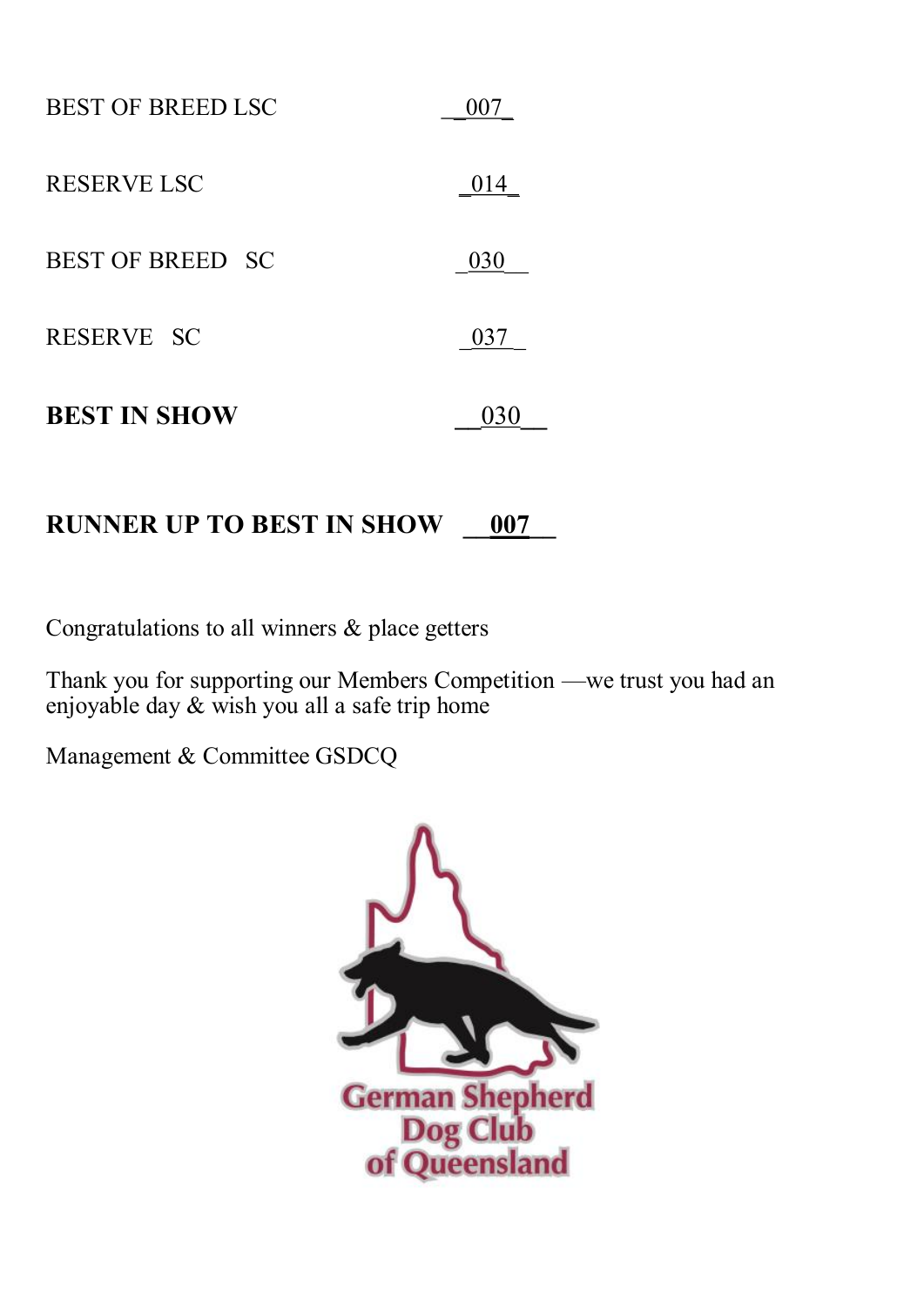| | |
|---|---|
| BEST OF BREED LSC | 007 |
| RESERVE LSC | 014 |
| BEST OF BREED SC | 030 |
| RESERVE SC | 037 |
| **BEST IN SHOW** | **030** |
| **RUNNER UP TO BEST IN SHOW** | **007** |

Congratulations to all winners & place getters

Thank you for supporting our Members Competition —we trust you had an enjoyable day & wish you all a safe trip home

Management & Committee GSDCQ

German Shepherd Dog Club of Queensland